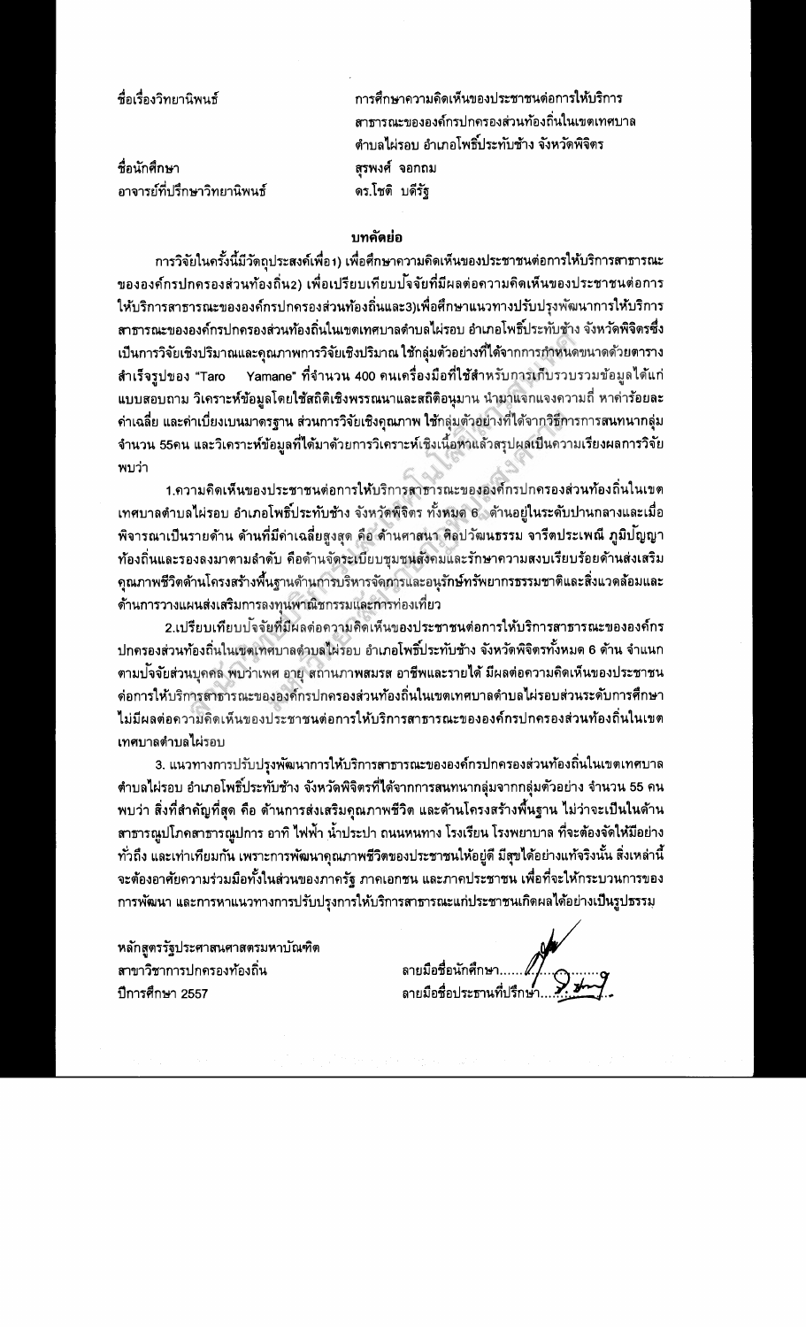ชื่อเรื่องวิทยานิพนธ์ การศึกษาความคิดเห็นของประชาชนต่อการให้บริการสาธารณะขององค์กรปกครองส่วนท้องถิ่นในเขตเทศบาลตำบลไผ่รอบ อำเภอโพธิ์ประทับช้าง จังหวัดพิจิตร

ชื่อนักศึกษา สุรพงศ์ จอกถม

อาจารย์ที่ปรึกษาวิทยานิพนธ์ ดร.โชติ บดีรัฐ

## บทคัดย่อ

การวิจัยในครั้งนี้มีวัตถุประสงค์เพื่อ1) เพื่อศึกษาความคิดเห็นของประชาชนต่อการให้บริการสาธารณะขององค์กรปกครองส่วนท้องถิ่น2) เพื่อเปรียบเทียบปัจจัยที่มีผลต่อความคิดเห็นของประชาชนต่อการให้บริการสาธารณะขององค์กรปกครองส่วนท้องถิ่นและ3)เพื่อศึกษาแนวทางปรับปรุงพัฒนาการให้บริการสาธารณะขององค์กรปกครองส่วนท้องถิ่นในเขตเทศบาลตำบลไผ่รอบ อำเภอโพธิ์ประทับช้าง จังหวัดพิจิตรซึ่งเป็นการวิจัยเชิงปริมาณและคุณภาพการวิจัยเชิงปริมาณ ใช้กลุ่มตัวอย่างที่ได้จากการกำหนดขนาดด้วยตารางสำเร็จรูปของ "Taro Yamane" ที่จำนวน 400 คนเครื่องมือที่ใช้สำหรับการเก็บรวบรวมข้อมูลได้แก่ แบบสอบถาม วิเคราะห์ข้อมูลโดยใช้สถิติเชิงพรรณนาและสถิติอนุมาน นำมาแจกแจงความถี่ หาค่าร้อยละ ค่าเฉลี่ย และค่าเบี่ยงเบนมาตรฐาน ส่วนการวิจัยเชิงคุณภาพ ใช้กลุ่มตัวอย่างที่ได้จากวิธีการการสนทนากลุ่มจำนวน 55คน และวิเคราะห์ข้อมูลที่ได้มาด้วยการวิเคราะห์เชิงเนื้อหาแล้วสรุปผลเป็นความเรียงผลการวิจัยพบว่า

1.ความคิดเห็นของประชาชนต่อการให้บริการสาธารณะขององค์กรปกครองส่วนท้องถิ่นในเขตเทศบาลตำบลไผ่รอบ อำเภอโพธิ์ประทับช้าง จังหวัดพิจิตร ทั้งหมด 6 ด้านอยู่ในระดับปานกลางและเมื่อพิจารณาเป็นรายด้าน ด้านที่มีค่าเฉลี่ยสูงสุด คือ ด้านศาสนา ศิลปวัฒนธรรม จารีตประเพณี ภูมิปัญญาท้องถิ่นและรองลงมาตามลำดับ คือด้านจัดระเบียบชุมชนสังคมและรักษาความสงบเรียบร้อยด้านส่งเสริมคุณภาพชีวิตด้านโครงสร้างพื้นฐานด้านการบริหารจัดการและอนุรักษ์ทรัพยากรธรรมชาติและสิ่งแวดล้อมและด้านการวางแผนส่งเสริมการลงทุนพาณิชกรรมและการท่องเที่ยว

2.เปรียบเทียบปัจจัยที่มีผลต่อความคิดเห็นของประชาชนต่อการให้บริการสาธารณะขององค์กรปกครองส่วนท้องถิ่นในเขตเทศบาลตำบลไผ่รอบ อำเภอโพธิ์ประทับช้าง จังหวัดพิจิตรทั้งหมด 6 ด้าน จำแนกตามปัจจัยส่วนบุคคล พบว่าเพศ อายุ สถานภาพสมรส อาชีพและรายได้ มีผลต่อความคิดเห็นของประชาชนต่อการให้บริการสาธารณะขององค์กรปกครองส่วนท้องถิ่นในเขตเทศบาลตำบลไผ่รอบส่วนระดับการศึกษาไม่มีผลต่อความคิดเห็นของประชาชนต่อการให้บริการสาธารณะขององค์กรปกครองส่วนท้องถิ่นในเขตเทศบาลตำบลไผ่รอบ

3. แนวทางการปรับปรุงพัฒนาการให้บริการสาธารณะขององค์กรปกครองส่วนท้องถิ่นในเขตเทศบาลตำบลไผ่รอบ อำเภอโพธิ์ประทับช้าง จังหวัดพิจิตรที่ได้จากการสนทนากลุ่มจากกลุ่มตัวอย่าง จำนวน 55 คน พบว่า สิ่งที่สำคัญที่สุด คือ ด้านการส่งเสริมคุณภาพชีวิต และด้านโครงสร้างพื้นฐาน ไม่ว่าจะเป็นในด้านสาธารณูปโภคสาธารณูปการ อาทิ ไฟฟ้า น้ำประปา ถนนหนทาง โรงเรียน โรงพยาบาล ที่จะต้องจัดให้มีอย่างทั่วถึง และเท่าเทียมกัน เพราะการพัฒนาคุณภาพชีวิตของประชาชนให้อยู่ดี มีสุขได้อย่างแท้จริงนั้น สิ่งเหล่านี้จะต้องอาศัยความร่วมมือทั้งในส่วนของภาครัฐ ภาคเอกชน และภาคประชาชน เพื่อที่จะให้กระบวนการของการพัฒนา และการหาแนวทางการปรับปรุงการให้บริการสาธารณะแก่ประชาชนเกิดผลได้อย่างเป็นรูปธรรม

หลักสูตรรัฐประศาสนศาสตรมหาบัณฑิต
สาขาวิชาการปกครองท้องถิ่น
ปีการศึกษา 2557

ลายมือชื่อนักศึกษา..................
ลายมือชื่อประธานที่ปรึกษา..................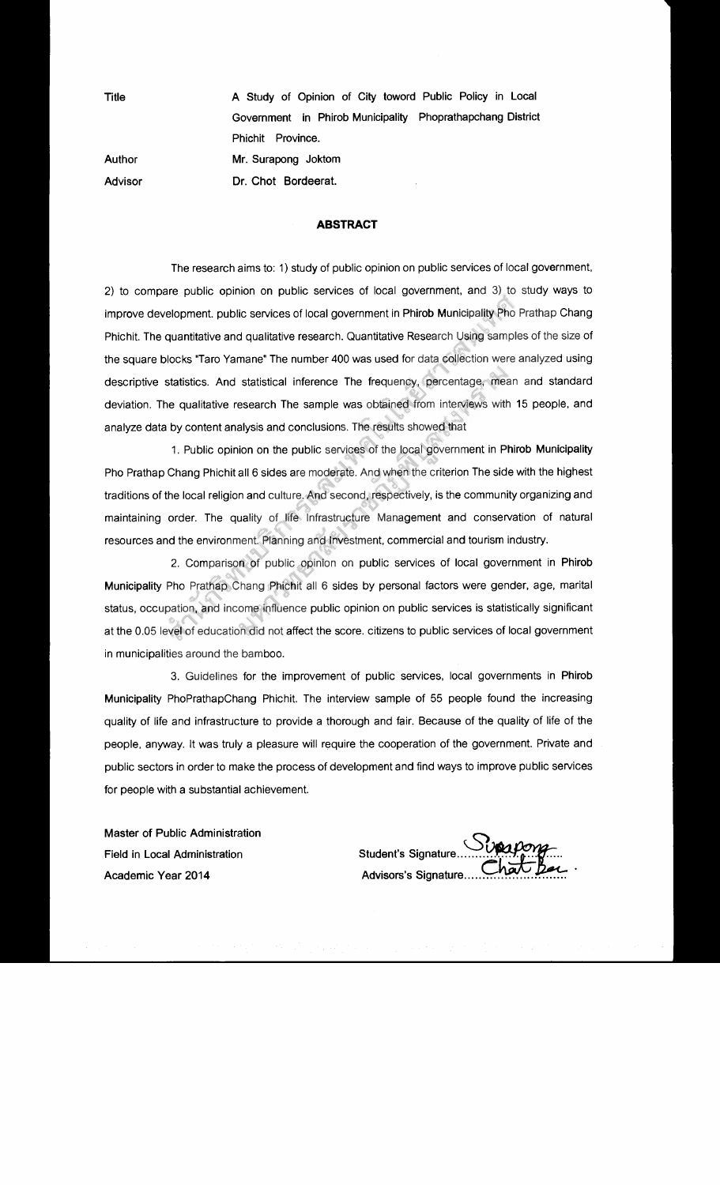| | |
|---|---|
| **Title** | A Study of Opinion of City toword Public Policy in Local Government in Phirob Municipality Phoprathapchang District Phichit Province. |
| **Author** | Mr. Surapong Joktom |
| **Advisor** | Dr. Chot Bordeerat. |

## ABSTRACT

The research aims to: 1) study of public opinion on public services of local government, 2) to compare public opinion on public services of local government, and 3) to study ways to improve development. public services of local government in Phirob Municipality Pho Prathap Chang Phichit. The quantitative and qualitative research. Quantitative Research Using samples of the size of the square blocks "Taro Yamane" The number 400 was used for data collection were analyzed using descriptive statistics. And statistical inference The frequency, percentage, mean and standard deviation. The qualitative research The sample was obtained from interviews with 15 people, and analyze data by content analysis and conclusions. The results showed that

1. Public opinion on the public services of the local government in Phirob Municipality Pho Prathap Chang Phichit all 6 sides are moderate. And when the criterion The side with the highest traditions of the local religion and culture. And second, respectively, is the community organizing and maintaining order. The quality of life Infrastructure Management and conservation of natural resources and the environment. Planning and Investment, commercial and tourism industry.

2. Comparison of public opinion on public services of local government in Phirob Municipality Pho Prathap Chang Phichit all 6 sides by personal factors were gender, age, marital status, occupation, and income influence public opinion on public services is statistically significant at the 0.05 level of education did not affect the score. citizens to public services of local government in municipalities around the bamboo.

3. Guidelines for the improvement of public services, local governments in Phirob Municipality PhoPrathapChang Phichit. The interview sample of 55 people found the increasing quality of life and infrastructure to provide a thorough and fair. Because of the quality of life of the people, anyway. It was truly a pleasure will require the cooperation of the government. Private and public sectors in order to make the process of development and find ways to improve public services for people with a substantial achievement.

**Master of Public Administration**
**Field in Local Administration**
**Academic Year 2014**

Student's Signature............Surapong............
Advisors's Signature............Chot Bor............